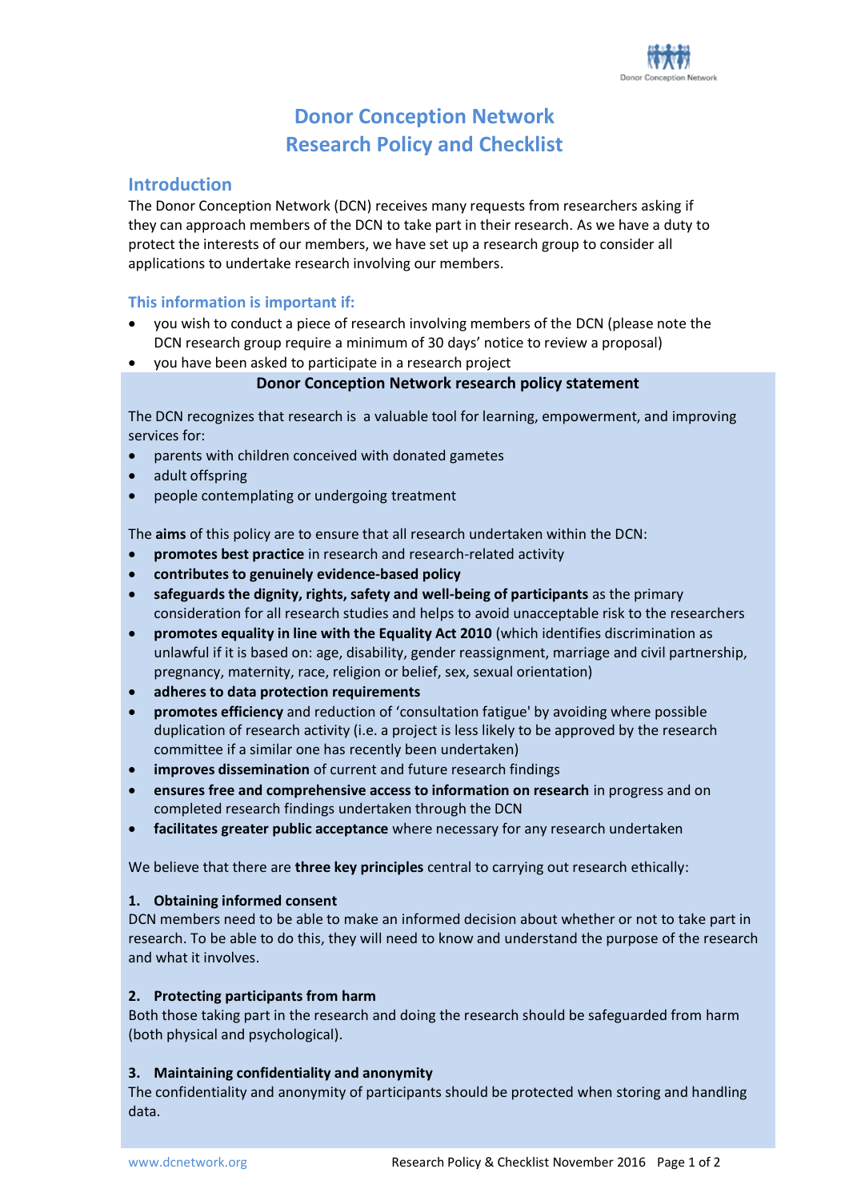# Donor Conception Network
# Research Policy and Checklist

## Introduction

The Donor Conception Network (DCN) receives many requests from researchers asking if they can approach members of the DCN to take part in their research. As we have a duty to protect the interests of our members, we have set up a research group to consider all applications to undertake research involving our members.

### This information is important if:

- you wish to conduct a piece of research involving members of the DCN (please note the DCN research group require a minimum of 30 days' notice to review a proposal)
- you have been asked to participate in a research project

**Donor Conception Network research policy statement**

The DCN recognizes that research is a valuable tool for learning, empowerment, and improving services for:

- parents with children conceived with donated gametes
- adult offspring
- people contemplating or undergoing treatment

The **aims** of this policy are to ensure that all research undertaken within the DCN:

- **promotes best practice** in research and research-related activity
- **contributes to genuinely evidence-based policy**
- **safeguards the dignity, rights, safety and well-being of participants** as the primary consideration for all research studies and helps to avoid unacceptable risk to the researchers
- **promotes equality in line with the Equality Act 2010** (which identifies discrimination as unlawful if it is based on: age, disability, gender reassignment, marriage and civil partnership, pregnancy, maternity, race, religion or belief, sex, sexual orientation)
- **adheres to data protection requirements**
- **promotes efficiency** and reduction of 'consultation fatigue' by avoiding where possible duplication of research activity (i.e. a project is less likely to be approved by the research committee if a similar one has recently been undertaken)
- **improves dissemination** of current and future research findings
- **ensures free and comprehensive access to information on research** in progress and on completed research findings undertaken through the DCN
- **facilitates greater public acceptance** where necessary for any research undertaken

We believe that there are **three key principles** central to carrying out research ethically:

**1. Obtaining informed consent**

DCN members need to be able to make an informed decision about whether or not to take part in research. To be able to do this, they will need to know and understand the purpose of the research and what it involves.

**2. Protecting participants from harm**

Both those taking part in the research and doing the research should be safeguarded from harm (both physical and psychological).

**3. Maintaining confidentiality and anonymity**

The confidentiality and anonymity of participants should be protected when storing and handling data.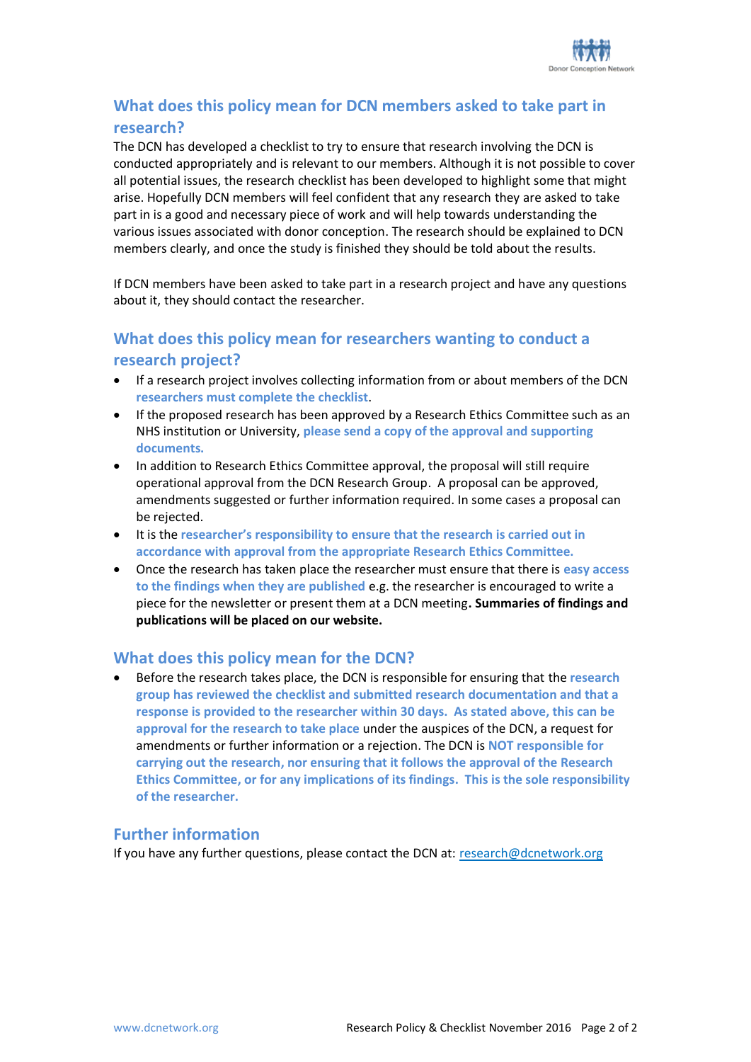## What does this policy mean for DCN members asked to take part in research?

The DCN has developed a checklist to try to ensure that research involving the DCN is conducted appropriately and is relevant to our members. Although it is not possible to cover all potential issues, the research checklist has been developed to highlight some that might arise. Hopefully DCN members will feel confident that any research they are asked to take part in is a good and necessary piece of work and will help towards understanding the various issues associated with donor conception. The research should be explained to DCN members clearly, and once the study is finished they should be told about the results.

If DCN members have been asked to take part in a research project and have any questions about it, they should contact the researcher.

## What does this policy mean for researchers wanting to conduct a research project?

- If a research project involves collecting information from or about members of the DCN **researchers must complete the checklist**.
- If the proposed research has been approved by a Research Ethics Committee such as an NHS institution or University, **please send a copy of the approval and supporting documents.**
- In addition to Research Ethics Committee approval, the proposal will still require operational approval from the DCN Research Group. A proposal can be approved, amendments suggested or further information required. In some cases a proposal can be rejected.
- It is the **researcher's responsibility to ensure that the research is carried out in accordance with approval from the appropriate Research Ethics Committee.**
- Once the research has taken place the researcher must ensure that there is **easy access to the findings when they are published** e.g. the researcher is encouraged to write a piece for the newsletter or present them at a DCN meeting**. Summaries of findings and publications will be placed on our website.**

## What does this policy mean for the DCN?

- Before the research takes place, the DCN is responsible for ensuring that the **research group has reviewed the checklist and submitted research documentation and that a response is provided to the researcher within 30 days. As stated above, this can be approval for the research to take place** under the auspices of the DCN, a request for amendments or further information or a rejection. The DCN is **NOT responsible for carrying out the research, nor ensuring that it follows the approval of the Research Ethics Committee, or for any implications of its findings. This is the sole responsibility of the researcher.**

## Further information

If you have any further questions, please contact the DCN at: research@dcnetwork.org